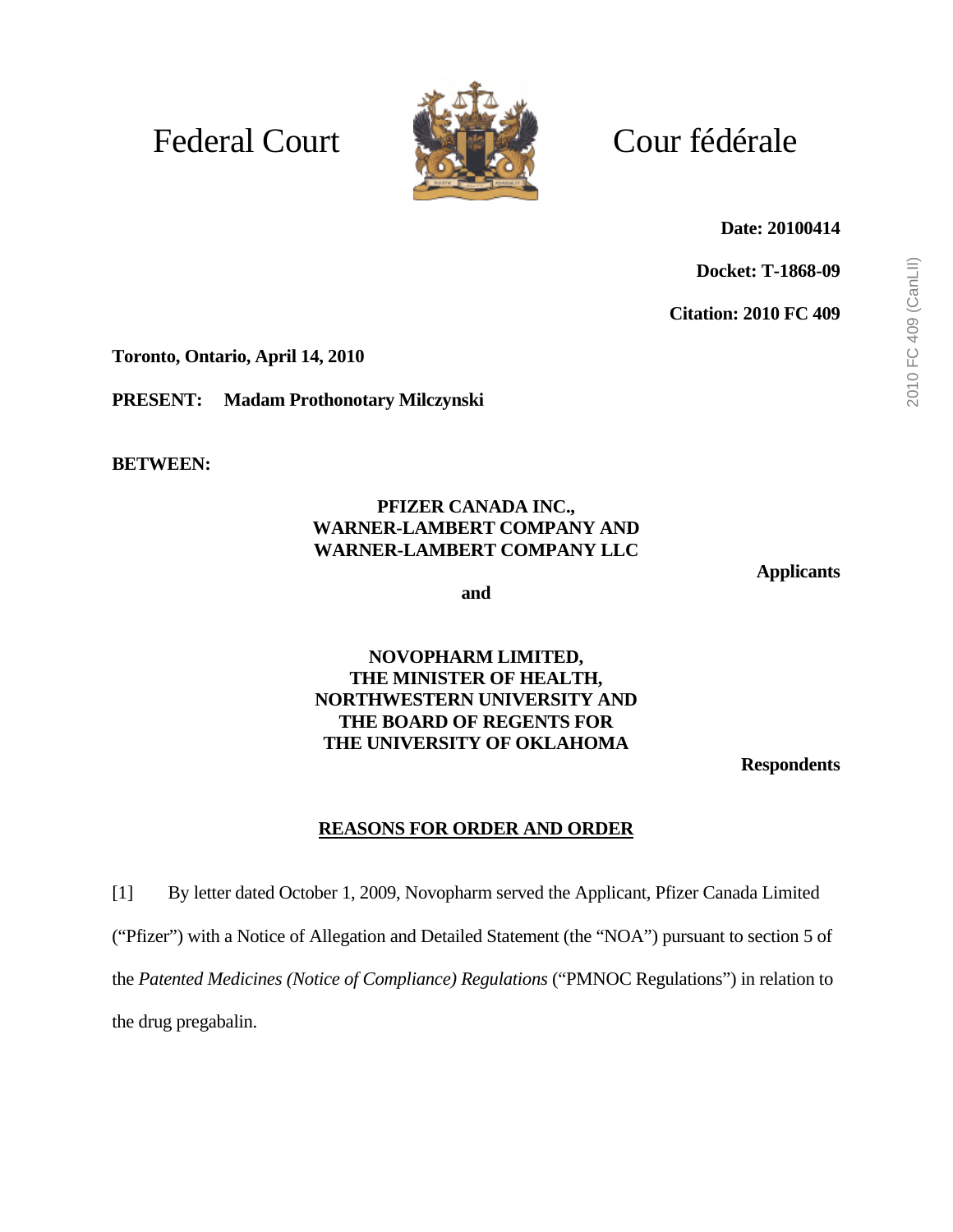Federal Court

Cour fédérale

**Date: 20100414**

**Docket: T-1868-09**

**Citation: 2010 FC 409**

**Toronto, Ontario, April 14, 2010**

**PRESENT: Madam Prothonotary Milczynski**

**BETWEEN:**

**PFIZER CANADA INC.,**
**WARNER-LAMBERT COMPANY AND**
**WARNER-LAMBERT COMPANY LLC**

**Applicants**

**and**

**NOVOPHARM LIMITED,**
**THE MINISTER OF HEALTH,**
**NORTHWESTERN UNIVERSITY AND**
**THE BOARD OF REGENTS FOR**
**THE UNIVERSITY OF OKLAHOMA**

**Respondents**

## REASONS FOR ORDER AND ORDER

[1] By letter dated October 1, 2009, Novopharm served the Applicant, Pfizer Canada Limited ("Pfizer") with a Notice of Allegation and Detailed Statement (the "NOA") pursuant to section 5 of the *Patented Medicines (Notice of Compliance) Regulations* ("PMNOC Regulations") in relation to the drug pregabalin.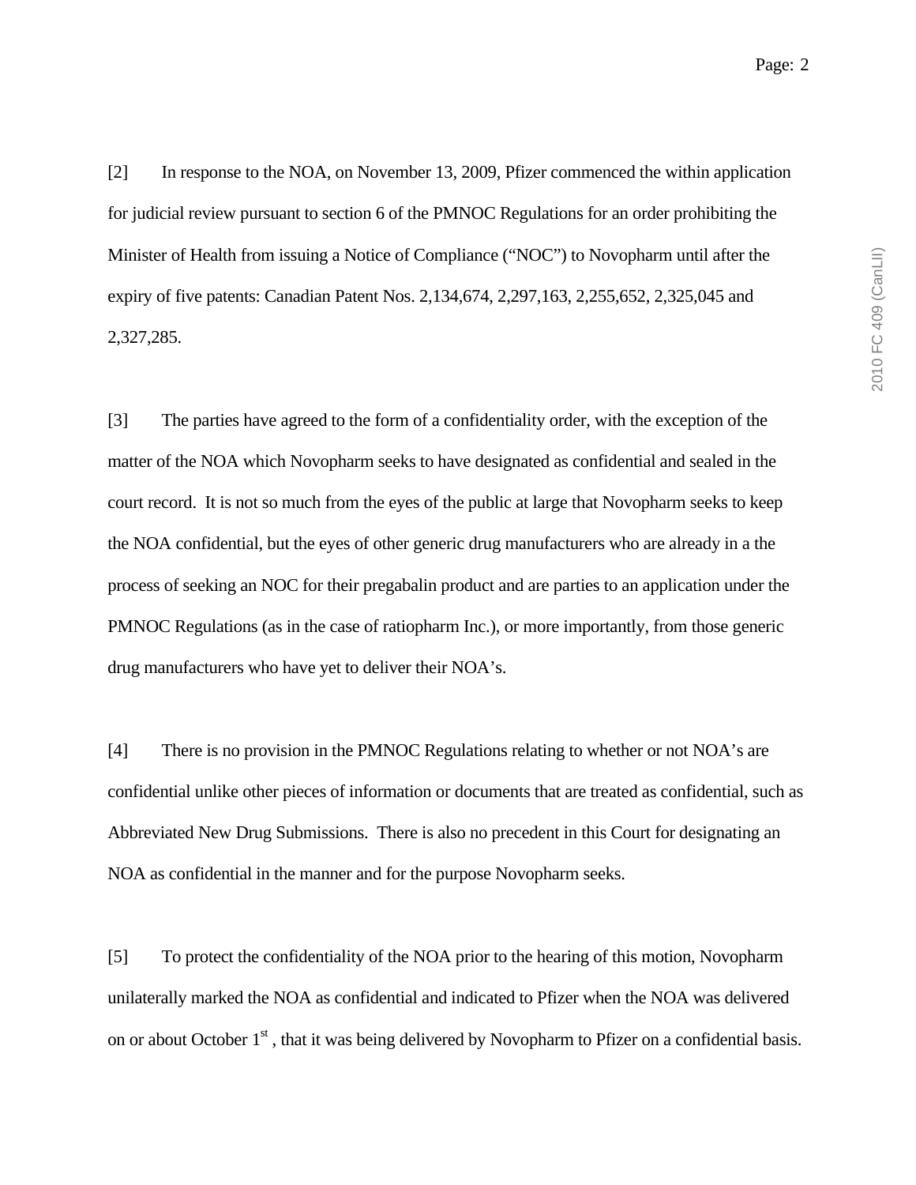[2] In response to the NOA, on November 13, 2009, Pfizer commenced the within application for judicial review pursuant to section 6 of the PMNOC Regulations for an order prohibiting the Minister of Health from issuing a Notice of Compliance ("NOC") to Novopharm until after the expiry of five patents: Canadian Patent Nos. 2,134,674, 2,297,163, 2,255,652, 2,325,045 and 2,327,285.

[3] The parties have agreed to the form of a confidentiality order, with the exception of the matter of the NOA which Novopharm seeks to have designated as confidential and sealed in the court record. It is not so much from the eyes of the public at large that Novopharm seeks to keep the NOA confidential, but the eyes of other generic drug manufacturers who are already in a the process of seeking an NOC for their pregabalin product and are parties to an application under the PMNOC Regulations (as in the case of ratiopharm Inc.), or more importantly, from those generic drug manufacturers who have yet to deliver their NOA's.

[4] There is no provision in the PMNOC Regulations relating to whether or not NOA's are confidential unlike other pieces of information or documents that are treated as confidential, such as Abbreviated New Drug Submissions. There is also no precedent in this Court for designating an NOA as confidential in the manner and for the purpose Novopharm seeks.

[5] To protect the confidentiality of the NOA prior to the hearing of this motion, Novopharm unilaterally marked the NOA as confidential and indicated to Pfizer when the NOA was delivered on or about October 1st, that it was being delivered by Novopharm to Pfizer on a confidential basis.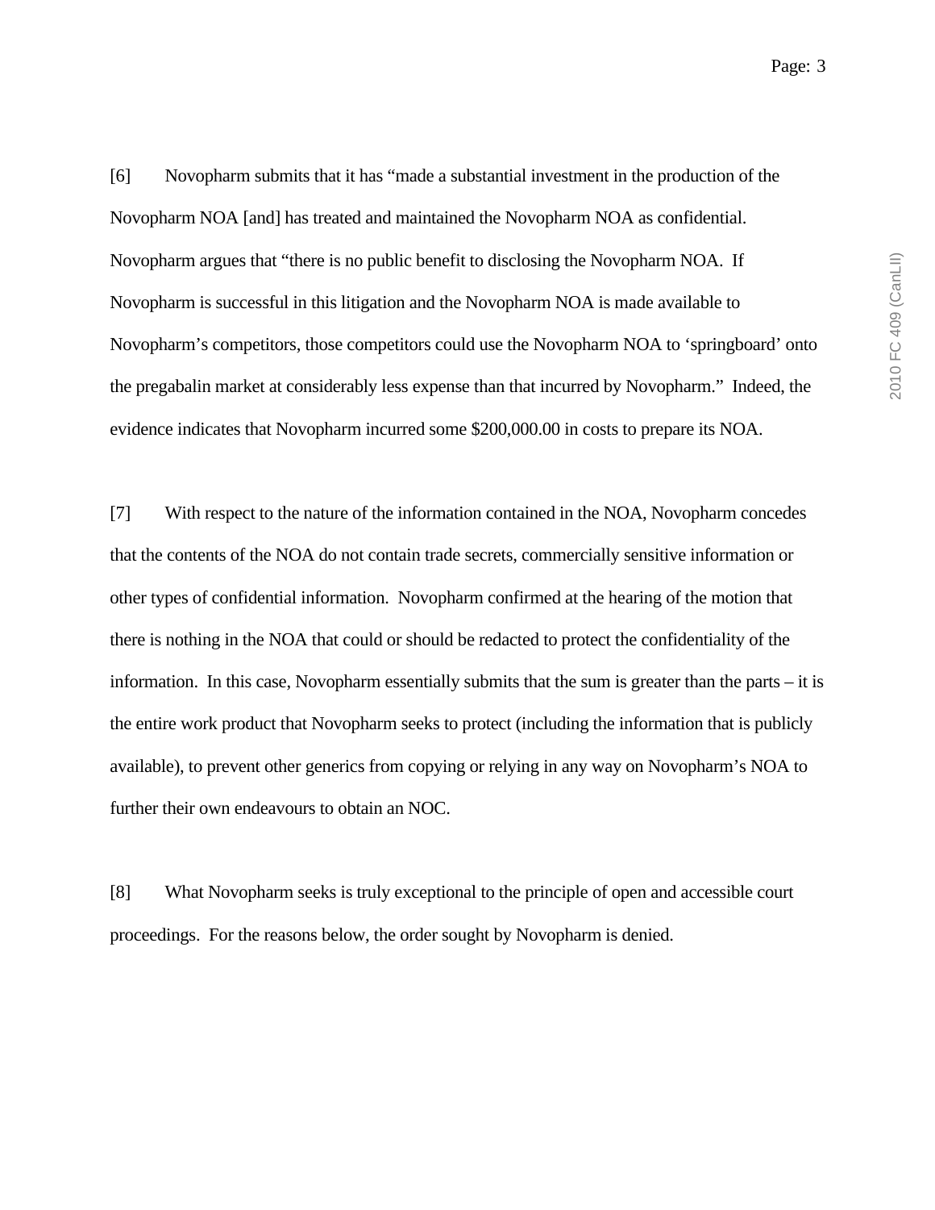[6] Novopharm submits that it has “made a substantial investment in the production of the Novopharm NOA [and] has treated and maintained the Novopharm NOA as confidential. Novopharm argues that “there is no public benefit to disclosing the Novopharm NOA. If Novopharm is successful in this litigation and the Novopharm NOA is made available to Novopharm’s competitors, those competitors could use the Novopharm NOA to ‘springboard’ onto the pregabalin market at considerably less expense than that incurred by Novopharm.” Indeed, the evidence indicates that Novopharm incurred some $200,000.00 in costs to prepare its NOA.

[7] With respect to the nature of the information contained in the NOA, Novopharm concedes that the contents of the NOA do not contain trade secrets, commercially sensitive information or other types of confidential information. Novopharm confirmed at the hearing of the motion that there is nothing in the NOA that could or should be redacted to protect the confidentiality of the information. In this case, Novopharm essentially submits that the sum is greater than the parts – it is the entire work product that Novopharm seeks to protect (including the information that is publicly available), to prevent other generics from copying or relying in any way on Novopharm’s NOA to further their own endeavours to obtain an NOC.

[8] What Novopharm seeks is truly exceptional to the principle of open and accessible court proceedings. For the reasons below, the order sought by Novopharm is denied.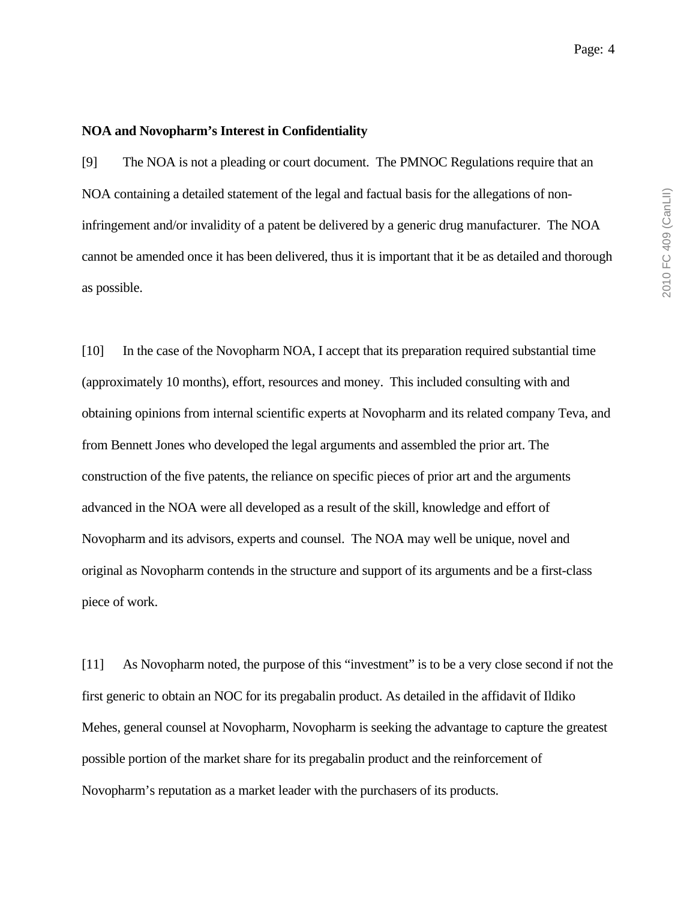**NOA and Novopharm's Interest in Confidentiality**

[9] The NOA is not a pleading or court document. The PMNOC Regulations require that an NOA containing a detailed statement of the legal and factual basis for the allegations of non-infringement and/or invalidity of a patent be delivered by a generic drug manufacturer. The NOA cannot be amended once it has been delivered, thus it is important that it be as detailed and thorough as possible.

[10] In the case of the Novopharm NOA, I accept that its preparation required substantial time (approximately 10 months), effort, resources and money. This included consulting with and obtaining opinions from internal scientific experts at Novopharm and its related company Teva, and from Bennett Jones who developed the legal arguments and assembled the prior art. The construction of the five patents, the reliance on specific pieces of prior art and the arguments advanced in the NOA were all developed as a result of the skill, knowledge and effort of Novopharm and its advisors, experts and counsel. The NOA may well be unique, novel and original as Novopharm contends in the structure and support of its arguments and be a first-class piece of work.

[11] As Novopharm noted, the purpose of this "investment" is to be a very close second if not the first generic to obtain an NOC for its pregabalin product. As detailed in the affidavit of Ildiko Mehes, general counsel at Novopharm, Novopharm is seeking the advantage to capture the greatest possible portion of the market share for its pregabalin product and the reinforcement of Novopharm's reputation as a market leader with the purchasers of its products.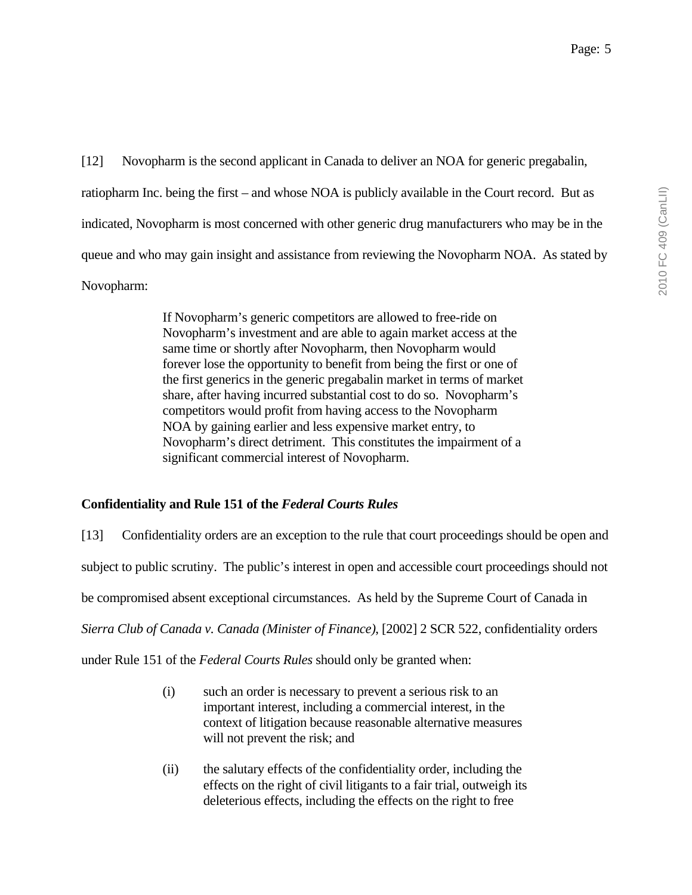[12] Novopharm is the second applicant in Canada to deliver an NOA for generic pregabalin, ratiopharm Inc. being the first – and whose NOA is publicly available in the Court record. But as indicated, Novopharm is most concerned with other generic drug manufacturers who may be in the queue and who may gain insight and assistance from reviewing the Novopharm NOA. As stated by Novopharm:

> If Novopharm's generic competitors are allowed to free-ride on Novopharm's investment and are able to again market access at the same time or shortly after Novopharm, then Novopharm would forever lose the opportunity to benefit from being the first or one of the first generics in the generic pregabalin market in terms of market share, after having incurred substantial cost to do so. Novopharm's competitors would profit from having access to the Novopharm NOA by gaining earlier and less expensive market entry, to Novopharm's direct detriment. This constitutes the impairment of a significant commercial interest of Novopharm.

**Confidentiality and Rule 151 of the *Federal Courts Rules***

[13] Confidentiality orders are an exception to the rule that court proceedings should be open and subject to public scrutiny. The public's interest in open and accessible court proceedings should not be compromised absent exceptional circumstances. As held by the Supreme Court of Canada in *Sierra Club of Canada v. Canada (Minister of Finance)*, [2002] 2 SCR 522, confidentiality orders under Rule 151 of the *Federal Courts Rules* should only be granted when:

> (i) such an order is necessary to prevent a serious risk to an important interest, including a commercial interest, in the context of litigation because reasonable alternative measures will not prevent the risk; and
>
> (ii) the salutary effects of the confidentiality order, including the effects on the right of civil litigants to a fair trial, outweigh its deleterious effects, including the effects on the right to free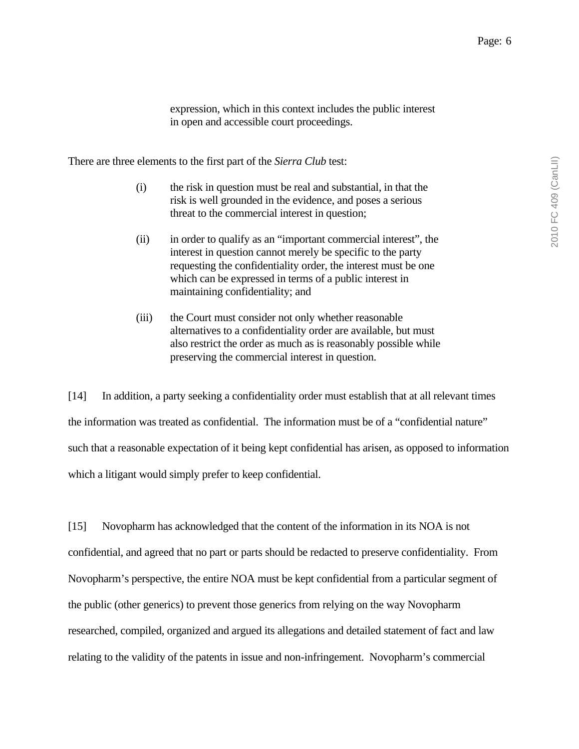expression, which in this context includes the public interest in open and accessible court proceedings.

There are three elements to the first part of the *Sierra Club* test:

(i) the risk in question must be real and substantial, in that the risk is well grounded in the evidence, and poses a serious threat to the commercial interest in question;

(ii) in order to qualify as an "important commercial interest", the interest in question cannot merely be specific to the party requesting the confidentiality order, the interest must be one which can be expressed in terms of a public interest in maintaining confidentiality; and

(iii) the Court must consider not only whether reasonable alternatives to a confidentiality order are available, but must also restrict the order as much as is reasonably possible while preserving the commercial interest in question.

[14] In addition, a party seeking a confidentiality order must establish that at all relevant times the information was treated as confidential. The information must be of a "confidential nature" such that a reasonable expectation of it being kept confidential has arisen, as opposed to information which a litigant would simply prefer to keep confidential.

[15] Novopharm has acknowledged that the content of the information in its NOA is not confidential, and agreed that no part or parts should be redacted to preserve confidentiality. From Novopharm's perspective, the entire NOA must be kept confidential from a particular segment of the public (other generics) to prevent those generics from relying on the way Novopharm researched, compiled, organized and argued its allegations and detailed statement of fact and law relating to the validity of the patents in issue and non-infringement. Novopharm's commercial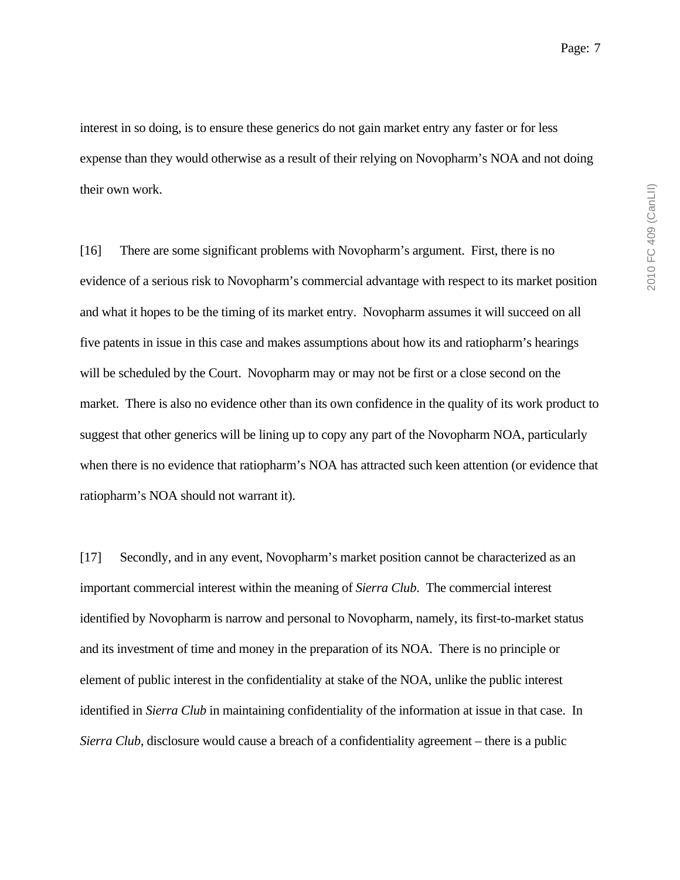interest in so doing, is to ensure these generics do not gain market entry any faster or for less expense than they would otherwise as a result of their relying on Novopharm's NOA and not doing their own work.

[16] There are some significant problems with Novopharm's argument. First, there is no evidence of a serious risk to Novopharm's commercial advantage with respect to its market position and what it hopes to be the timing of its market entry. Novopharm assumes it will succeed on all five patents in issue in this case and makes assumptions about how its and ratiopharm's hearings will be scheduled by the Court. Novopharm may or may not be first or a close second on the market. There is also no evidence other than its own confidence in the quality of its work product to suggest that other generics will be lining up to copy any part of the Novopharm NOA, particularly when there is no evidence that ratiopharm's NOA has attracted such keen attention (or evidence that ratiopharm's NOA should not warrant it).

[17] Secondly, and in any event, Novopharm's market position cannot be characterized as an important commercial interest within the meaning of *Sierra Club*. The commercial interest identified by Novopharm is narrow and personal to Novopharm, namely, its first-to-market status and its investment of time and money in the preparation of its NOA. There is no principle or element of public interest in the confidentiality at stake of the NOA, unlike the public interest identified in *Sierra Club* in maintaining confidentiality of the information at issue in that case. In *Sierra Club*, disclosure would cause a breach of a confidentiality agreement – there is a public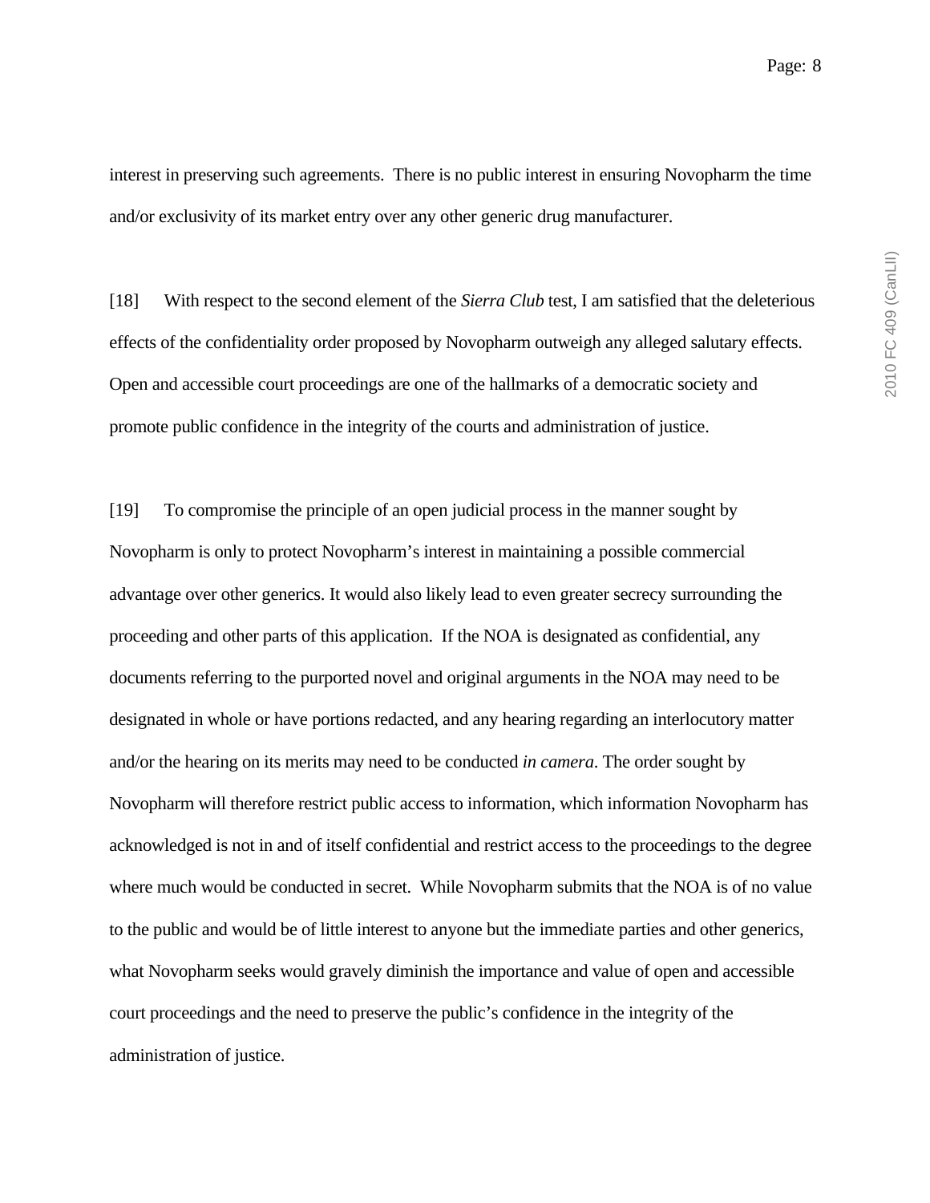interest in preserving such agreements.  There is no public interest in ensuring Novopharm the time and/or exclusivity of its market entry over any other generic drug manufacturer.

[18] With respect to the second element of the *Sierra Club* test, I am satisfied that the deleterious effects of the confidentiality order proposed by Novopharm outweigh any alleged salutary effects. Open and accessible court proceedings are one of the hallmarks of a democratic society and promote public confidence in the integrity of the courts and administration of justice.

[19] To compromise the principle of an open judicial process in the manner sought by Novopharm is only to protect Novopharm's interest in maintaining a possible commercial advantage over other generics. It would also likely lead to even greater secrecy surrounding the proceeding and other parts of this application.  If the NOA is designated as confidential, any documents referring to the purported novel and original arguments in the NOA may need to be designated in whole or have portions redacted, and any hearing regarding an interlocutory matter and/or the hearing on its merits may need to be conducted *in camera*. The order sought by Novopharm will therefore restrict public access to information, which information Novopharm has acknowledged is not in and of itself confidential and restrict access to the proceedings to the degree where much would be conducted in secret.  While Novopharm submits that the NOA is of no value to the public and would be of little interest to anyone but the immediate parties and other generics, what Novopharm seeks would gravely diminish the importance and value of open and accessible court proceedings and the need to preserve the public's confidence in the integrity of the administration of justice.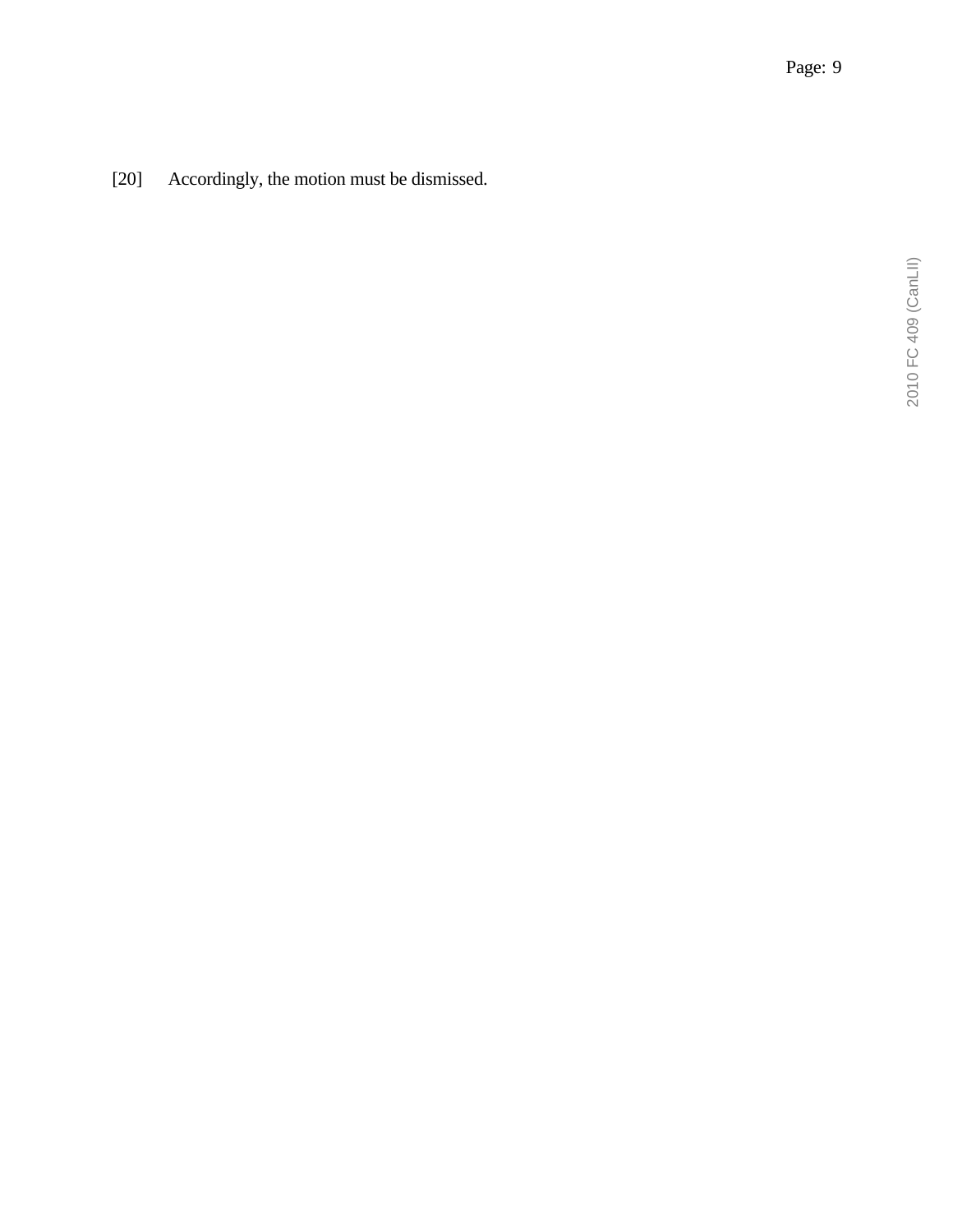[20] Accordingly, the motion must be dismissed.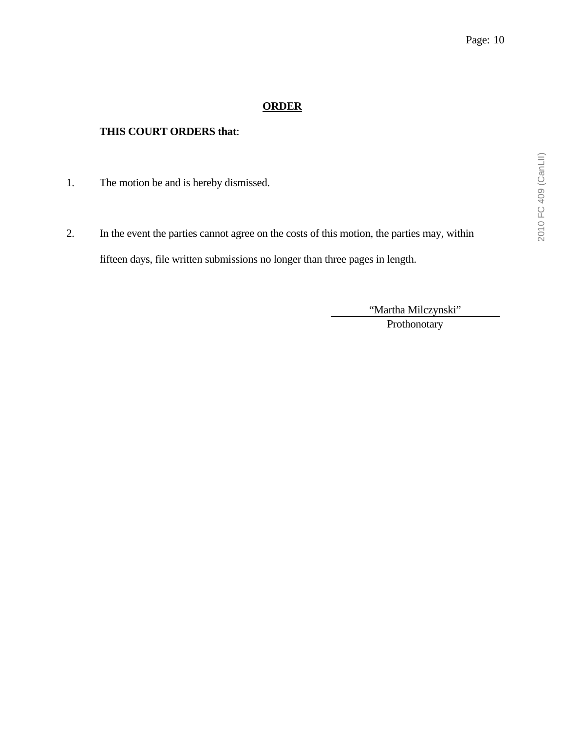## ORDER

**THIS COURT ORDERS that**:

1. The motion be and is hereby dismissed.

2. In the event the parties cannot agree on the costs of this motion, the parties may, within fifteen days, file written submissions no longer than three pages in length.

"Martha Milczynski"

Prothonotary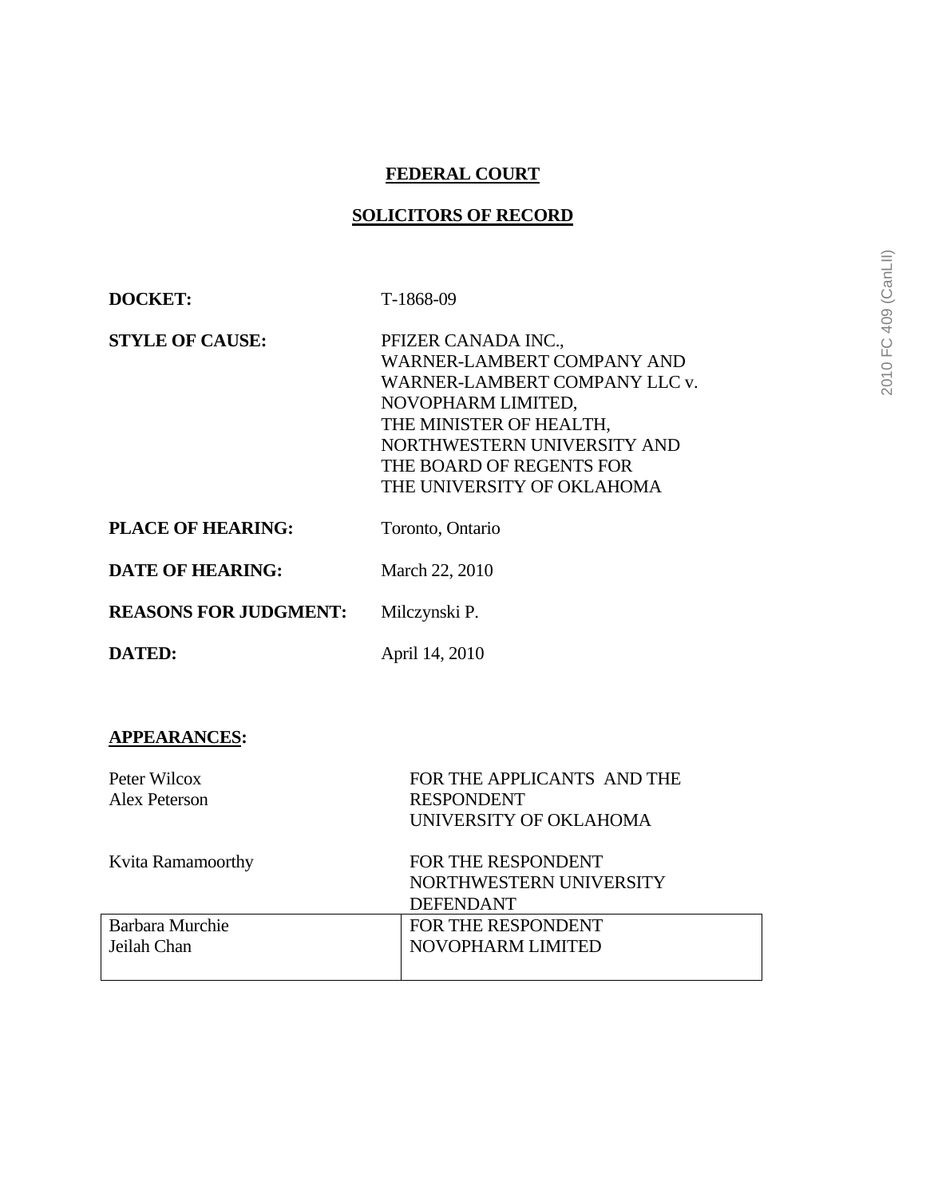**FEDERAL COURT**

**SOLICITORS OF RECORD**

| | |
|---|---|
| **DOCKET:** | T-1868-09 |
| **STYLE OF CAUSE:** | PFIZER CANADA INC., WARNER-LAMBERT COMPANY AND WARNER-LAMBERT COMPANY LLC v. NOVOPHARM LIMITED, THE MINISTER OF HEALTH, NORTHWESTERN UNIVERSITY AND THE BOARD OF REGENTS FOR THE UNIVERSITY OF OKLAHOMA |
| **PLACE OF HEARING:** | Toronto, Ontario |
| **DATE OF HEARING:** | March 22, 2010 |
| **REASONS FOR JUDGMENT:** | Milczynski P. |
| **DATED:** | April 14, 2010 |

**APPEARANCES:**

| | |
|---|---|
| Peter Wilcox<br>Alex Peterson | FOR THE APPLICANTS AND THE RESPONDENT UNIVERSITY OF OKLAHOMA |
| Kvita Ramamoorthy | FOR THE RESPONDENT NORTHWESTERN UNIVERSITY DEFENDANT |
| Barbara Murchie<br>Jeilah Chan | FOR THE RESPONDENT NOVOPHARM LIMITED |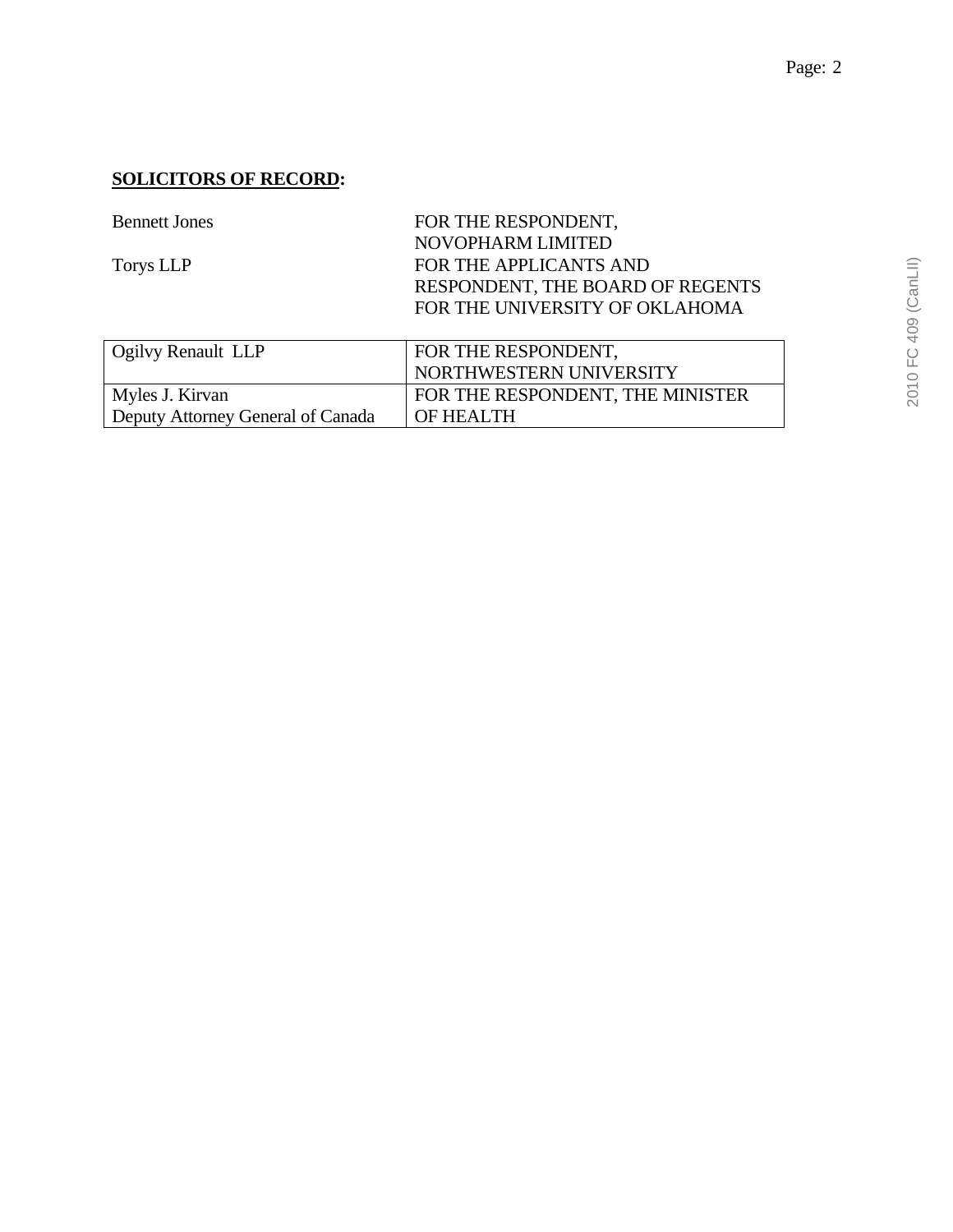**SOLICITORS OF RECORD:**

| | |
|---|---|
| Bennett Jones | FOR THE RESPONDENT, NOVOPHARM LIMITED |
| Torys LLP | FOR THE APPLICANTS AND RESPONDENT, THE BOARD OF REGENTS FOR THE UNIVERSITY OF OKLAHOMA |
| Ogilvy Renault LLP | FOR THE RESPONDENT, NORTHWESTERN UNIVERSITY |
| Myles J. Kirvan<br>Deputy Attorney General of Canada | FOR THE RESPONDENT, THE MINISTER OF HEALTH |